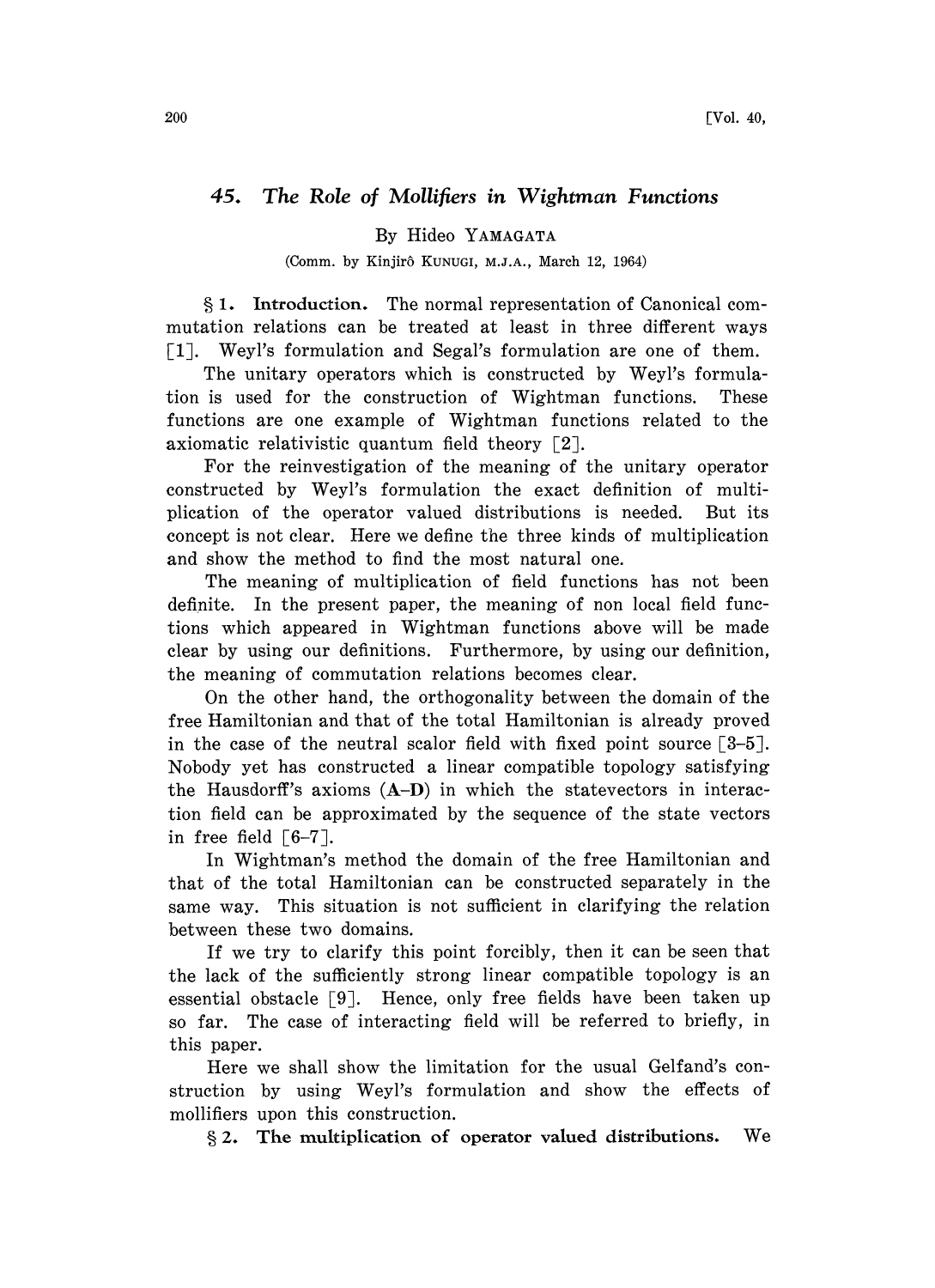# 45. *The Role of Mollifiers in Wightman Functions*

By Hideo YAMAGATA

(Comm. by Kinjirô KUNUGI, M.J.A., March 12, 1964)

§ 1. **Introduction.** The normal representation of Canonical commutation relations can be treated at least in three different ways [1]. Weyl's formulation and Segal's formulation are one of them.

The unitary operators which is constructed by Weyl's formulation is used for the construction of Wightman functions. These functions are one example of Wightman functions related to the axiomatic relativistic quantum field theory [2].

For the reinvestigation of the meaning of the unitary operator constructed by Weyl's formulation the exact definition of multiplication of the operator valued distributions is needed. But its concept is not clear. Here we define the three kinds of multiplication and show the method to find the most natural one.

The meaning of multiplication of field functions has not been definite. In the present paper, the meaning of non local field functions which appeared in Wightman functions above will be made clear by using our definitions. Furthermore, by using our definition, the meaning of commutation relations becomes clear.

On the other hand, the orthogonality between the domain of the free Hamiltonian and that of the total Hamiltonian is already proved in the case of the neutral scalor field with fixed point source [3–5]. Nobody yet has constructed a linear compatible topology satisfying the Hausdorff's axioms (**A–D**) in which the statevectors in interaction field can be approximated by the sequence of the state vectors in free field [6–7].

In Wightman's method the domain of the free Hamiltonian and that of the total Hamiltonian can be constructed separately in the same way. This situation is not sufficient in clarifying the relation between these two domains.

If we try to clarify this point forcibly, then it can be seen that the lack of the sufficiently strong linear compatible topology is an essential obstacle [9]. Hence, only free fields have been taken up so far. The case of interacting field will be referred to briefly, in this paper.

Here we shall show the limitation for the usual Gelfand's construction by using Weyl's formulation and show the effects of mollifiers upon this construction.

§ 2. **The multiplication of operator valued distributions.** We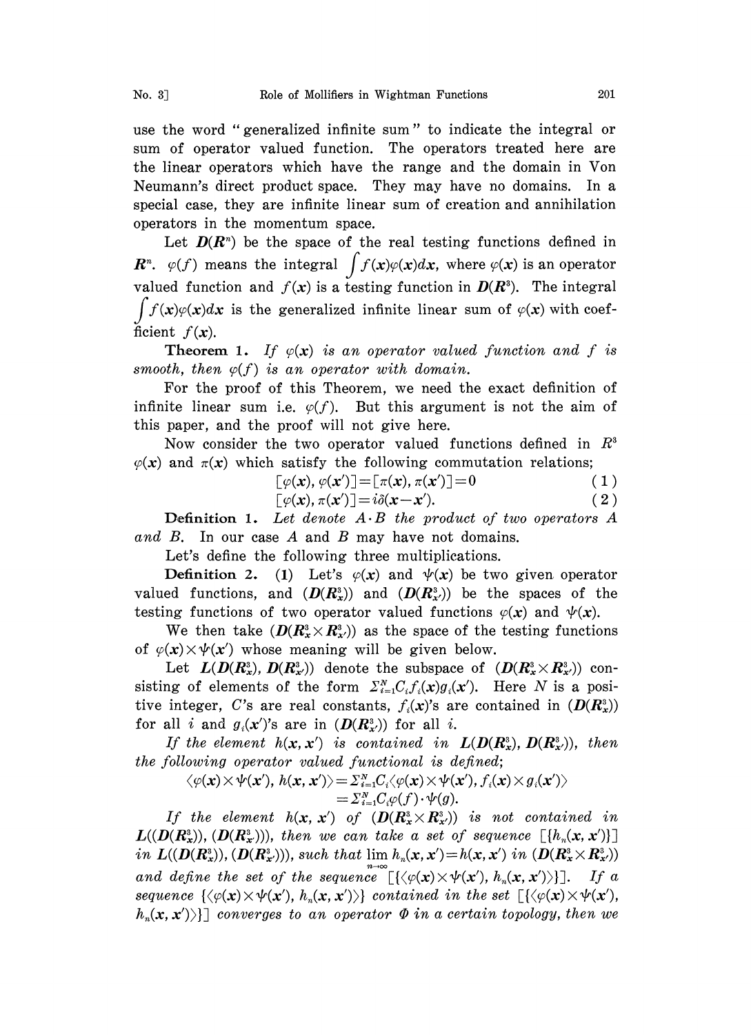use the word "generalized infinite sum" to indicate the integral or sum of operator valued function. The operators treated here are the linear operators which have the range and the domain in Von Neumann's direct product space. They may have no domains. In a special case, they are infinite linear sum of creation and annihilation operators in the momentum space.

Let $\boldsymbol{D}(\boldsymbol{R}^n)$ be the space of the real testing functions defined in $\boldsymbol{R}^n$. $\varphi(f)$ means the integral $\int f(\boldsymbol{x})\varphi(\boldsymbol{x})d\boldsymbol{x}$, where $\varphi(\boldsymbol{x})$ is an operator valued function and $f(\boldsymbol{x})$ is a testing function in $\boldsymbol{D}(\boldsymbol{R}^3)$. The integral $\int f(\boldsymbol{x})\varphi(\boldsymbol{x})d\boldsymbol{x}$ is the generalized infinite linear sum of $\varphi(\boldsymbol{x})$ with coefficient $f(\boldsymbol{x})$.

**Theorem 1.** *If $\varphi(\boldsymbol{x})$ is an operator valued function and $f$ is smooth, then $\varphi(f)$ is an operator with domain.*

For the proof of this Theorem, we need the exact definition of infinite linear sum i.e. $\varphi(f)$. But this argument is not the aim of this paper, and the proof will not give here.

Now consider the two operator valued functions defined in $R^3$ $\varphi(\boldsymbol{x})$ and $\pi(\boldsymbol{x})$ which satisfy the following commutation relations;

$$[\varphi(\boldsymbol{x}), \varphi(\boldsymbol{x}')]=[\pi(\boldsymbol{x}), \pi(\boldsymbol{x}')]=0 \tag{1}$$

$$[\varphi(\boldsymbol{x}), \pi(\boldsymbol{x}')]=i\delta(\boldsymbol{x}-\boldsymbol{x}'). \tag{2}$$

**Definition 1.** *Let denote $A\cdot B$ the product of two operators $A$ and $B$.* In our case $A$ and $B$ may have not domains.

Let's define the following three multiplications.

**Definition 2.** (1) *Let's $\varphi(\boldsymbol{x})$ and $\psi(\boldsymbol{x})$ be two given operator valued functions, and $(\boldsymbol{D}(\boldsymbol{R}^3_{\boldsymbol{x}}))$ and $(\boldsymbol{D}(\boldsymbol{R}^3_{\boldsymbol{x}'}))$ be the spaces of the testing functions of two operator valued functions $\varphi(\boldsymbol{x})$ and $\psi(\boldsymbol{x})$.*

*We then take $(\boldsymbol{D}(\boldsymbol{R}^3_{\boldsymbol{x}}\times\boldsymbol{R}^3_{\boldsymbol{x}'}))$ as the space of the testing functions of $\varphi(\boldsymbol{x})\times\psi(\boldsymbol{x}')$ whose meaning will be given below.*

*Let $\boldsymbol{L}(\boldsymbol{D}(\boldsymbol{R}^3_{\boldsymbol{x}}), \boldsymbol{D}(\boldsymbol{R}^3_{\boldsymbol{x}'}))$ denote the subspace of $(\boldsymbol{D}(\boldsymbol{R}^3_{\boldsymbol{x}}\times\boldsymbol{R}^3_{\boldsymbol{x}'}))$ consisting of elements of the form $\Sigma_{i=1}^N C_i f_i(\boldsymbol{x})g_i(\boldsymbol{x}')$. Here $N$ is a positive integer, $C$'s are real constants, $f_i(\boldsymbol{x})$'s are contained in $(\boldsymbol{D}(\boldsymbol{R}^3_{\boldsymbol{x}}))$ for all $i$ and $g_i(\boldsymbol{x}')$'s are in $(\boldsymbol{D}(\boldsymbol{R}^3_{\boldsymbol{x}'}))$ for all $i$.*

*If the element $h(\boldsymbol{x}, \boldsymbol{x}')$ is contained in $\boldsymbol{L}(\boldsymbol{D}(\boldsymbol{R}^3_{\boldsymbol{x}}), \boldsymbol{D}(\boldsymbol{R}^3_{\boldsymbol{x}'}))$, then the following operator valued functional is defined;*

$$\langle\varphi(\boldsymbol{x})\times\psi(\boldsymbol{x}'), h(\boldsymbol{x}, \boldsymbol{x}')\rangle=\Sigma_{i=1}^N C_i\langle\varphi(\boldsymbol{x})\times\psi(\boldsymbol{x}'), f_i(\boldsymbol{x})\times g_i(\boldsymbol{x}')\rangle$$
$$=\Sigma_{i=1}^N C_i\varphi(f)\cdot\psi(g).$$

*If the element $h(\boldsymbol{x}, \boldsymbol{x}')$ of $(\boldsymbol{D}(\boldsymbol{R}^3_{\boldsymbol{x}}\times\boldsymbol{R}^3_{\boldsymbol{x}'}))$ is not contained in $\boldsymbol{L}((\boldsymbol{D}(\boldsymbol{R}^3_{\boldsymbol{x}})), (\boldsymbol{D}(\boldsymbol{R}^3_{\boldsymbol{x}'})))$, then we can take a set of sequence $[\{h_n(\boldsymbol{x}, \boldsymbol{x}')\}]$ in $\boldsymbol{L}((\boldsymbol{D}(\boldsymbol{R}^3_{\boldsymbol{x}})), (\boldsymbol{D}(\boldsymbol{R}^3_{\boldsymbol{x}'})))$, such that $\lim_{n\to\infty} h_n(\boldsymbol{x}, \boldsymbol{x}')=h(\boldsymbol{x}, \boldsymbol{x}')$ in $(\boldsymbol{D}(\boldsymbol{R}^3_{\boldsymbol{x}}\times\boldsymbol{R}^3_{\boldsymbol{x}'}))$ and define the set of the sequence $[\{\langle\varphi(\boldsymbol{x})\times\psi(\boldsymbol{x}'), h_n(\boldsymbol{x}, \boldsymbol{x}')\rangle\}]$. If a sequence $\{\langle\varphi(\boldsymbol{x})\times\psi(\boldsymbol{x}'), h_n(\boldsymbol{x}, \boldsymbol{x}')\rangle\}$ contained in the set $[\{\langle\varphi(\boldsymbol{x})\times\psi(\boldsymbol{x}'), h_n(\boldsymbol{x}, \boldsymbol{x}')\rangle\}]$ converges to an operator $\Phi$ in a certain topology, then we*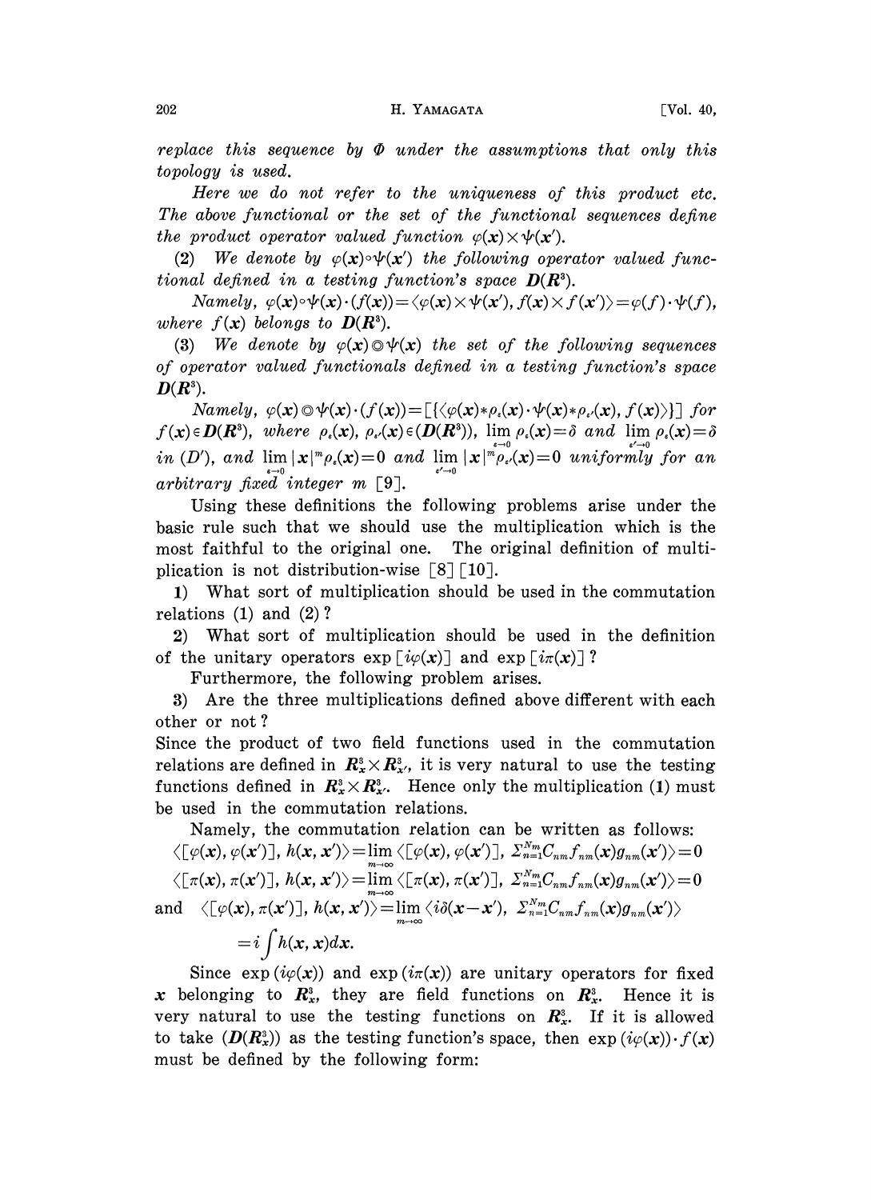*replace this sequence by $\Phi$ under the assumptions that only this topology is used.*

*Here we do not refer to the uniqueness of this product etc. The above functional or the set of the functional sequences define the product operator valued function $\varphi(\boldsymbol{x})\times\psi(\boldsymbol{x}')$.*

(2) *We denote by $\varphi(\boldsymbol{x})\circ\psi(\boldsymbol{x}')$ the following operator valued functional defined in a testing function's space $\boldsymbol{D}(\boldsymbol{R}^3)$.*

*Namely, $\varphi(\boldsymbol{x})\circ\psi(\boldsymbol{x})\cdot(f(\boldsymbol{x}))=\langle\varphi(\boldsymbol{x})\times\psi(\boldsymbol{x}'), f(\boldsymbol{x})\times f(\boldsymbol{x}')\rangle=\varphi(f)\cdot\psi(f)$, where $f(\boldsymbol{x})$ belongs to $\boldsymbol{D}(\boldsymbol{R}^3)$.*

(3) *We denote by $\varphi(\boldsymbol{x})\circledcirc\psi(\boldsymbol{x})$ the set of the following sequences of operator valued functionals defined in a testing function's space $\boldsymbol{D}(\boldsymbol{R}^3)$.*

*Namely, $\varphi(\boldsymbol{x})\circledcirc\psi(\boldsymbol{x})\cdot(f(\boldsymbol{x}))=[\{\langle\varphi(\boldsymbol{x})*\rho_\varepsilon(\boldsymbol{x})\cdot\psi(\boldsymbol{x})*\rho_{\varepsilon'}(\boldsymbol{x}), f(\boldsymbol{x})\rangle\}]$ for $f(\boldsymbol{x})\in\boldsymbol{D}(\boldsymbol{R}^3)$, where $\rho_\varepsilon(\boldsymbol{x}), \rho_{\varepsilon'}(\boldsymbol{x})\in(\boldsymbol{D}(\boldsymbol{R}^3))$, $\lim_{\varepsilon\to0}\rho_\varepsilon(\boldsymbol{x})=\delta$ and $\lim_{\varepsilon'\to0}\rho_\varepsilon(\boldsymbol{x})=\delta$ in $(D')$, and $\lim_{\varepsilon\to0}|\boldsymbol{x}|^m\rho_\varepsilon(\boldsymbol{x})=0$ and $\lim_{\varepsilon'\to0}|\boldsymbol{x}|^m\rho_{\varepsilon'}(\boldsymbol{x})=0$ uniformly for an arbitrary fixed integer $m$ [9].*

Using these definitions the following problems arise under the basic rule such that we should use the multiplication which is the most faithful to the original one. The original definition of multiplication is not distribution-wise [8] [10].

**1)** What sort of multiplication should be used in the commutation relations (1) and (2)?

**2)** What sort of multiplication should be used in the definition of the unitary operators $\exp[i\varphi(\boldsymbol{x})]$ and $\exp[i\pi(\boldsymbol{x})]$?

Furthermore, the following problem arises.

**3)** Are the three multiplications defined above different with each other or not?

Since the product of two field functions used in the commutation relations are defined in $\boldsymbol{R}^3_{\boldsymbol{x}}\times\boldsymbol{R}^3_{\boldsymbol{x}'}$, it is very natural to use the testing functions defined in $\boldsymbol{R}^3_{\boldsymbol{x}}\times\boldsymbol{R}^3_{\boldsymbol{x}'}$. Hence only the multiplication (1) must be used in the commutation relations.

Namely, the commutation relation can be written as follows:

$$\langle[\varphi(\boldsymbol{x}),\varphi(\boldsymbol{x}')], h(\boldsymbol{x},\boldsymbol{x}')\rangle=\lim_{m\to\infty}\langle[\varphi(\boldsymbol{x}),\varphi(\boldsymbol{x}')], \Sigma_{n=1}^{N_m}C_{nm}f_{nm}(\boldsymbol{x})g_{nm}(\boldsymbol{x}')\rangle=0$$

$$\langle[\pi(\boldsymbol{x}),\pi(\boldsymbol{x}')], h(\boldsymbol{x},\boldsymbol{x}')\rangle=\lim_{m\to\infty}\langle[\pi(\boldsymbol{x}),\pi(\boldsymbol{x}')], \Sigma_{n=1}^{N_m}C_{nm}f_{nm}(\boldsymbol{x})g_{nm}(\boldsymbol{x}')\rangle=0$$

and

$$\langle[\varphi(\boldsymbol{x}),\pi(\boldsymbol{x}')], h(\boldsymbol{x},\boldsymbol{x}')\rangle=\lim_{m\to\infty}\langle i\delta(\boldsymbol{x}-\boldsymbol{x}'), \Sigma_{n=1}^{N_m}C_{nm}f_{nm}(\boldsymbol{x})g_{nm}(\boldsymbol{x}')\rangle =i\int h(\boldsymbol{x},\boldsymbol{x})d\boldsymbol{x}.$$

Since $\exp(i\varphi(\boldsymbol{x}))$ and $\exp(i\pi(\boldsymbol{x}))$ are unitary operators for fixed $\boldsymbol{x}$ belonging to $\boldsymbol{R}^3_{\boldsymbol{x}}$, they are field functions on $\boldsymbol{R}^3_{\boldsymbol{x}}$. Hence it is very natural to use the testing functions on $\boldsymbol{R}^3_{\boldsymbol{x}}$. If it is allowed to take $(\boldsymbol{D}(\boldsymbol{R}^3_{\boldsymbol{x}}))$ as the testing function's space, then $\exp(i\varphi(\boldsymbol{x}))\cdot f(\boldsymbol{x})$ must be defined by the following form: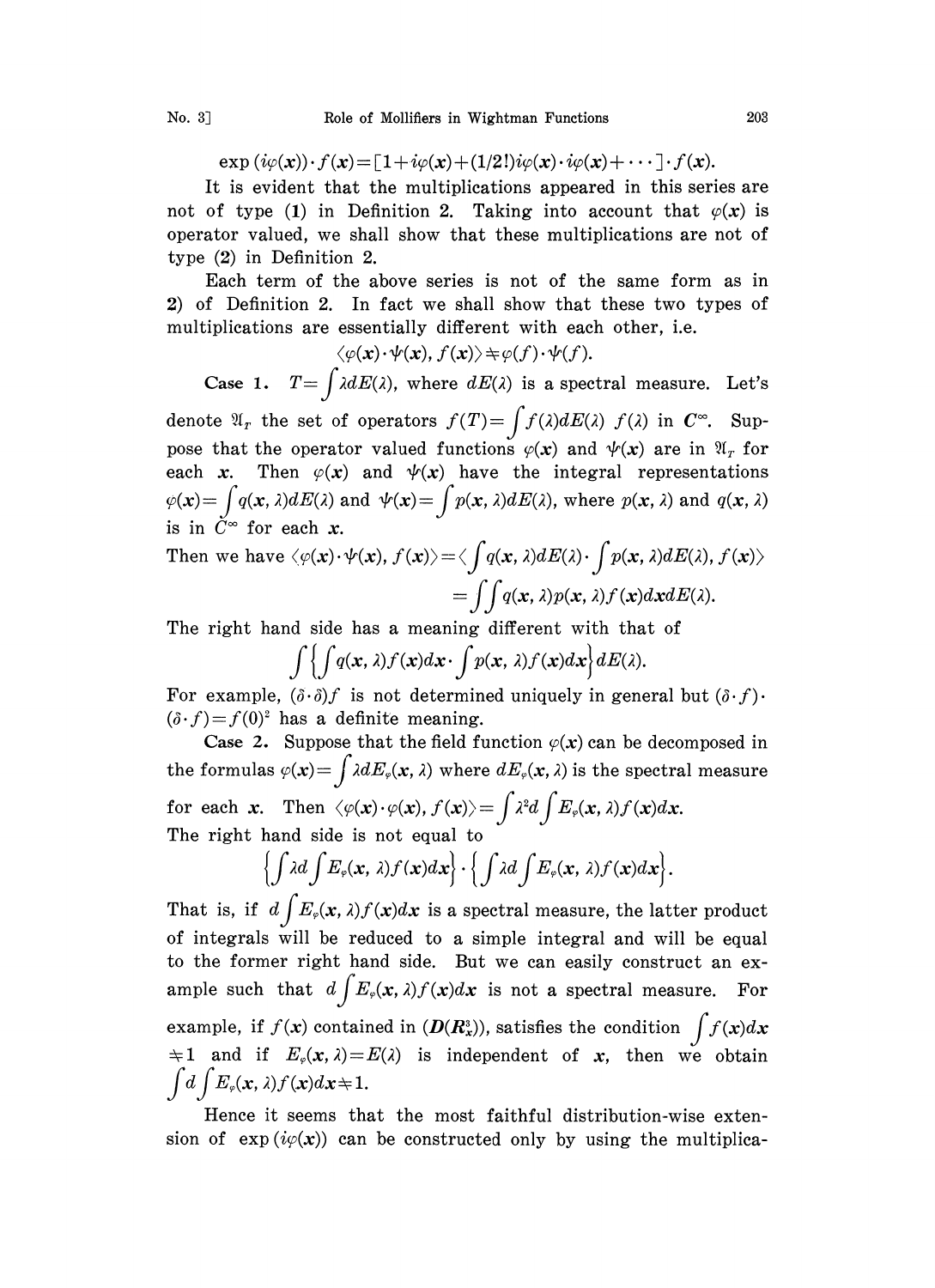$$\exp(i\varphi(x))\cdot f(x)=[1+i\varphi(x)+(1/2!)i\varphi(x)\cdot i\varphi(x)+\cdots]\cdot f(x).$$

It is evident that the multiplications appeared in this series are not of type (1) in Definition 2. Taking into account that $\varphi(x)$ is operator valued, we shall show that these multiplications are not of type (2) in Definition 2.

Each term of the above series is not of the same form as in 2) of Definition 2. In fact we shall show that these two types of multiplications are essentially different with each other, i.e.

$$\langle \varphi(x)\cdot\psi(x), f(x)\rangle \neq \varphi(f)\cdot\psi(f).$$

**Case 1.** $T=\int \lambda dE(\lambda)$, where $dE(\lambda)$ is a spectral measure. Let's denote $\mathfrak{A}_T$ the set of operators $f(T)=\int f(\lambda)dE(\lambda)$ $f(\lambda)$ in $C^\infty$. Suppose that the operator valued functions $\varphi(x)$ and $\psi(x)$ are in $\mathfrak{A}_T$ for each $x$. Then $\varphi(x)$ and $\psi(x)$ have the integral representations $\varphi(x)=\int q(x,\lambda)dE(\lambda)$ and $\psi(x)=\int p(x,\lambda)dE(\lambda)$, where $p(x,\lambda)$ and $q(x,\lambda)$ is in $C^\infty$ for each $x$.

Then we have $\langle \varphi(x)\cdot\psi(x), f(x)\rangle = \langle \int q(x,\lambda)dE(\lambda)\cdot \int p(x,\lambda)dE(\lambda), f(x)\rangle$

$$=\int\int q(x,\lambda)p(x,\lambda)f(x)dx dE(\lambda).$$

The right hand side has a meaning different with that of

$$\int\left\{\int q(x,\lambda)f(x)dx\cdot\int p(x,\lambda)f(x)dx\right\}dE(\lambda).$$

For example, $(\delta\cdot\delta)f$ is not determined uniquely in general but $(\delta\cdot f)\cdot(\delta\cdot f)=f(0)^2$ has a definite meaning.

**Case 2.** Suppose that the field function $\varphi(x)$ can be decomposed in the formulas $\varphi(x)=\int \lambda dE_\varphi(x,\lambda)$ where $dE_\varphi(x,\lambda)$ is the spectral measure for each $x$. Then $\langle \varphi(x)\cdot\varphi(x), f(x)\rangle = \int \lambda^2 d\int E_\varphi(x,\lambda)f(x)dx$.

The right hand side is not equal to

$$\left\{\int \lambda d\int E_\varphi(x,\lambda)f(x)dx\right\}\cdot\left\{\int \lambda d\int E_\varphi(x,\lambda)f(x)dx\right\}.$$

That is, if $d\int E_\varphi(x,\lambda)f(x)dx$ is a spectral measure, the latter product of integrals will be reduced to a simple integral and will be equal to the former right hand side. But we can easily construct an example such that $d\int E_\varphi(x,\lambda)f(x)dx$ is not a spectral measure. For example, if $f(x)$ contained in $(\boldsymbol{D}(\boldsymbol{R}_x^4))$, satisfies the condition $\int f(x)dx \neq 1$ and if $E_\varphi(x,\lambda)=E(\lambda)$ is independent of $x$, then we obtain $\int d\int E_\varphi(x,\lambda)f(x)dx \neq 1$.

Hence it seems that the most faithful distribution-wise extension of $\exp(i\varphi(x))$ can be constructed only by using the multiplica-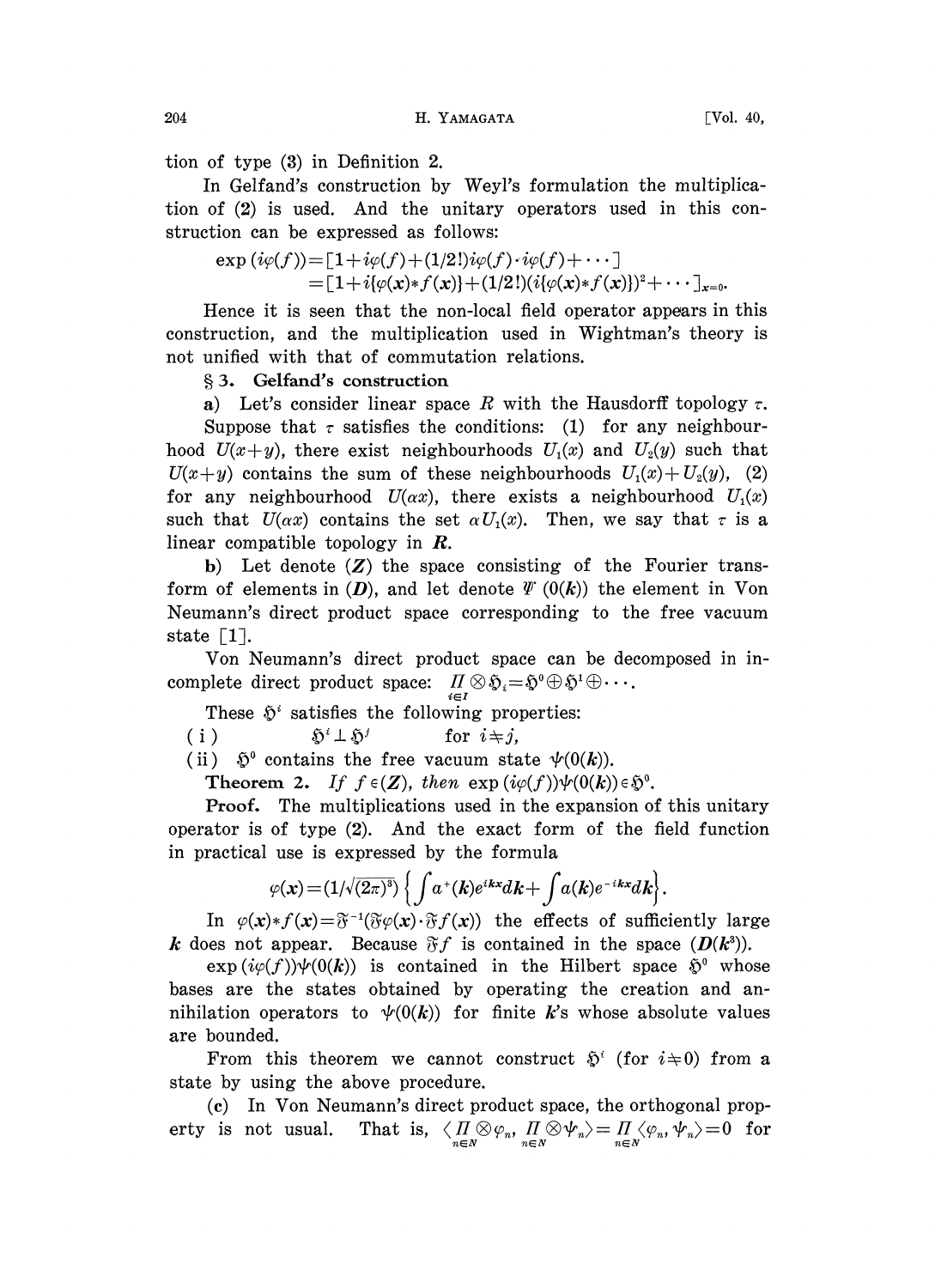tion of type (3) in Definition 2.

In Gelfand's construction by Weyl's formulation the multiplication of (2) is used. And the unitary operators used in this construction can be expressed as follows:

$$\exp(i\varphi(f)) = [1 + i\varphi(f) + (1/2!)i\varphi(f)\cdot i\varphi(f) + \cdots]$$
$$= [1 + i\{\varphi(\boldsymbol{x}) * f(\boldsymbol{x})\} + (1/2!)(i\{\varphi(\boldsymbol{x}) * f(\boldsymbol{x})\})^2 + \cdots]_{x=0}.$$

Hence it is seen that the non-local field operator appears in this construction, and the multiplication used in Wightman's theory is not unified with that of commutation relations.

## § 3. Gelfand's construction

**a)** Let's consider linear space $R$ with the Hausdorff topology $\tau$. Suppose that $\tau$ satisfies the conditions: (1) for any neighbourhood $U(x+y)$, there exist neighbourhoods $U_1(x)$ and $U_2(y)$ such that $U(x+y)$ contains the sum of these neighbourhoods $U_1(x)+U_2(y)$, (2) for any neighbourhood $U(\alpha x)$, there exists a neighbourhood $U_1(x)$ such that $U(\alpha x)$ contains the set $\alpha U_1(x)$. Then, we say that $\tau$ is a linear compatible topology in $\boldsymbol{R}$.

**b)** Let denote $(\boldsymbol{Z})$ the space consisting of the Fourier transform of elements in $(\boldsymbol{D})$, and let denote $\Psi(0(\boldsymbol{k}))$ the element in Von Neumann's direct product space corresponding to the free vacuum state [1].

Von Neumann's direct product space can be decomposed in incomplete direct product space: $\prod_{i\in I} \otimes \mathfrak{H}_i = \mathfrak{H}^0 \oplus \mathfrak{H}^1 \oplus \cdots$.

These $\mathfrak{H}^i$ satisfies the following properties:

( i ) $\mathfrak{H}^i \perp \mathfrak{H}^j$ for $i \neq j$,

( ii ) $\mathfrak{H}^0$ contains the free vacuum state $\psi(0(\boldsymbol{k}))$.

**Theorem 2.** *If $f \in (\boldsymbol{Z})$, then $\exp(i\varphi(f))\psi(0(\boldsymbol{k})) \in \mathfrak{H}^0$.*

**Proof.** The multiplications used in the expansion of this unitary operator is of type (2). And the exact form of the field function in practical use is expressed by the formula

$$\varphi(\boldsymbol{x}) = (1/\sqrt{(2\pi)^3})\left\{\int a^+(\boldsymbol{k})e^{i\boldsymbol{k}\boldsymbol{x}}d\boldsymbol{k} + \int a(\boldsymbol{k})e^{-i\boldsymbol{k}\boldsymbol{x}}d\boldsymbol{k}\right\}.$$

In $\varphi(\boldsymbol{x}) * f(\boldsymbol{x}) = \mathfrak{F}^{-1}(\mathfrak{F}\varphi(\boldsymbol{x})\cdot\mathfrak{F}f(\boldsymbol{x}))$ the effects of sufficiently large $\boldsymbol{k}$ does not appear. Because $\mathfrak{F}f$ is contained in the space $(\boldsymbol{D}(\boldsymbol{k}^3))$.

$\exp(i\varphi(f))\psi(0(\boldsymbol{k}))$ is contained in the Hilbert space $\mathfrak{H}^0$ whose bases are the states obtained by operating the creation and annihilation operators to $\psi(0(\boldsymbol{k}))$ for finite $\boldsymbol{k}$'s whose absolute values are bounded.

From this theorem we cannot construct $\mathfrak{H}^i$ (for $i \neq 0$) from a state by using the above procedure.

**(c)** In Von Neumann's direct product space, the orthogonal property is not usual. That is, $\langle \prod_{n\in N} \otimes \varphi_n, \prod_{n\in N} \otimes \psi_n \rangle = \prod_{n\in N} \langle \varphi_n, \psi_n \rangle = 0$ for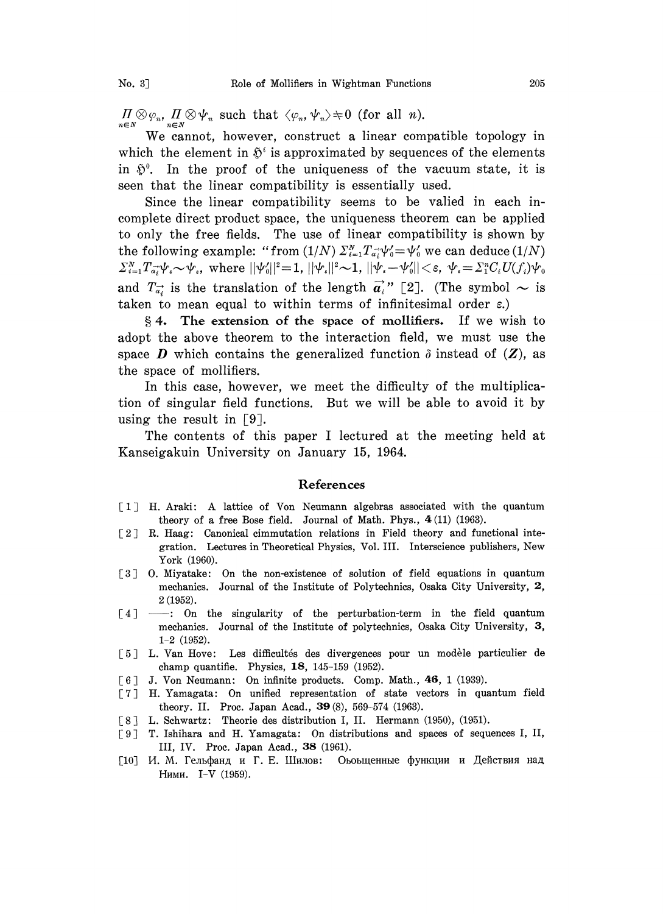$\underset{n\in N}{\Pi}\otimes\varphi_n$, $\underset{n\in N}{\Pi}\otimes\psi_n$ such that $\langle\varphi_n,\psi_n\rangle\neq 0$ (for all $n$).

We cannot, however, construct a linear compatible topology in which the element in $\mathfrak{H}^i$ is approximated by sequences of the elements in $\mathfrak{H}^0$. In the proof of the uniqueness of the vacuum state, it is seen that the linear compatibility is essentially used.

Since the linear compatibility seems to be valied in each incomplete direct product space, the uniqueness theorem can be applied to only the free fields. The use of linear compatibility is shown by the following example: "from $(1/N)\ \Sigma_{i=1}^N T_{\vec{a}_i}\psi_0'=\psi_0'$ we can deduce $(1/N)\ \Sigma_{i=1}^N T_{\vec{a}_i}\psi_\varepsilon\sim\psi_\varepsilon$, where $\|\psi_0'\|^2=1$, $\|\psi_\varepsilon\|^2\sim 1$, $\|\psi_\varepsilon-\psi_0'\|<\varepsilon$, $\psi_\varepsilon=\Sigma_1^n C_i U(f_i)\psi_0$ and $T_{\vec{a}_i}$ is the translation of the length $\vec{a}_i$" [2]. (The symbol $\sim$ is taken to mean equal to within terms of infinitesimal order $\varepsilon$.)

**§ 4. The extension of the space of mollifiers.** If we wish to adopt the above theorem to the interaction field, we must use the space $\boldsymbol{D}$ which contains the generalized function $\delta$ instead of $(\boldsymbol{Z})$, as the space of mollifiers.

In this case, however, we meet the difficulty of the multiplication of singular field functions. But we will be able to avoid it by using the result in [9].

The contents of this paper I lectured at the meeting held at Kanseigakuin University on January 15, 1964.

## References

[1] H. Araki: A lattice of Von Neumann algebras associated with the quantum theory of a free Bose field. Journal of Math. Phys., **4** (11) (1963).

[2] R. Haag: Canonical cimmutation relations in Field theory and functional integration. Lectures in Theoretical Physics, Vol. III. Interscience publishers, New York (1960).

[3] O. Miyatake: On the non-existence of solution of field equations in quantum mechanics. Journal of the Institute of Polytechnics, Osaka City University, **2**, 2 (1952).

[4] ——: On the singularity of the perturbation-term in the field quantum mechanics. Journal of the Institute of polytechnics, Osaka City University, **3**, 1-2 (1952).

[5] L. Van Hove: Les difficultés des divergences pour un modèle particulier de champ quantifie. Physics, **18**, 145-159 (1952).

[6] J. Von Neumann: On infinite products. Comp. Math., **46**, 1 (1939).

[7] H. Yamagata: On unified representation of state vectors in quantum field theory. II. Proc. Japan Acad., **39** (8), 569-574 (1963).

[8] L. Schwartz: Theorie des distribution I, II. Hermann (1950), (1951).

[9] T. Ishihara and H. Yamagata: On distributions and spaces of sequences I, II, III, IV. Proc. Japan Acad., **38** (1961).

[10] И. М. Гельфанд и Г. Е. Шилов: Оьобщенные функции и Действия над Ними. I-V (1959).